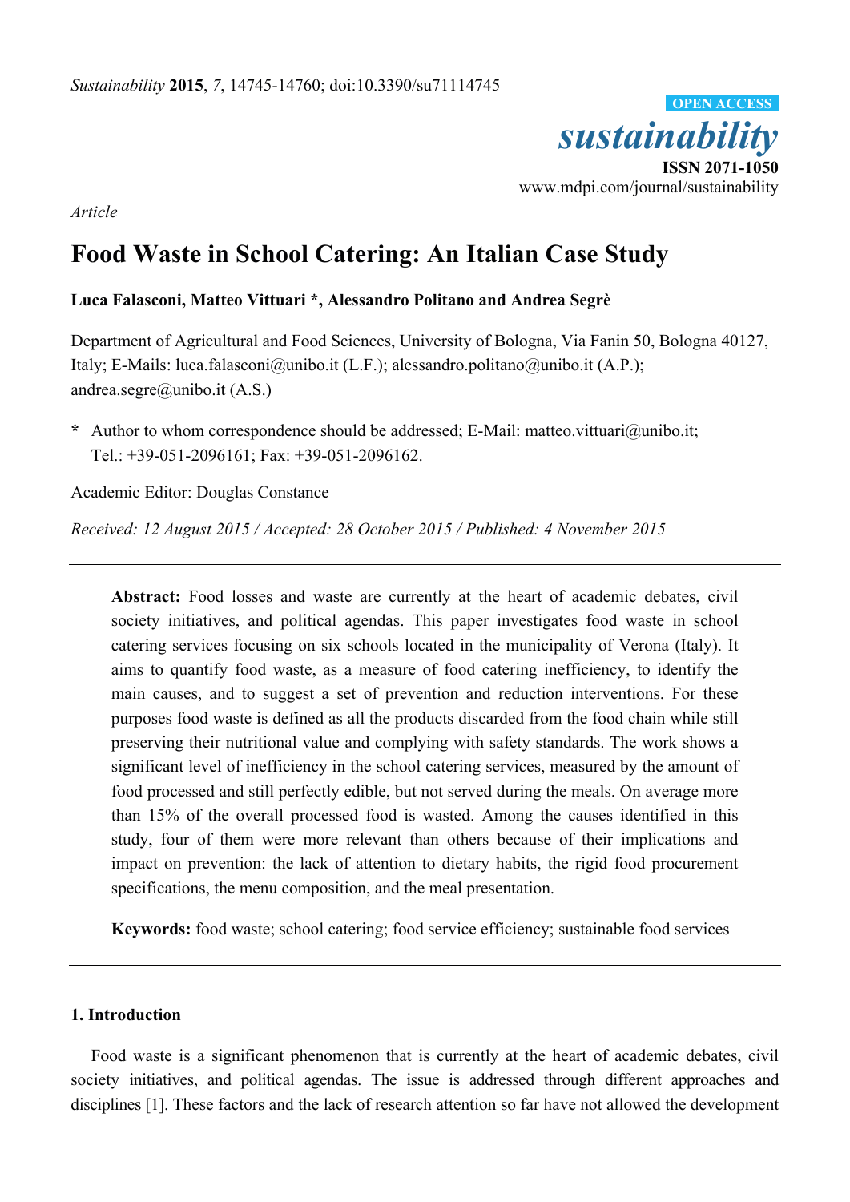*Sustainability* **2015**, *7*, 14745-14760; doi:10.3390/su71114745

OPEN ACCESS

*sustainability*

**ISSN 2071-1050**

www.mdpi.com/journal/sustainability

*Article*

# Food Waste in School Catering: An Italian Case Study

**Luca Falasconi, Matteo Vittuari \*, Alessandro Politano and Andrea Segrè**

Department of Agricultural and Food Sciences, University of Bologna, Via Fanin 50, Bologna 40127, Italy; E-Mails: luca.falasconi@unibo.it (L.F.); alessandro.politano@unibo.it (A.P.); andrea.segre@unibo.it (A.S.)

**\*** Author to whom correspondence should be addressed; E-Mail: matteo.vittuari@unibo.it; Tel.: +39-051-2096161; Fax: +39-051-2096162.

Academic Editor: Douglas Constance

*Received: 12 August 2015 / Accepted: 28 October 2015 / Published: 4 November 2015*

---

**Abstract:** Food losses and waste are currently at the heart of academic debates, civil society initiatives, and political agendas. This paper investigates food waste in school catering services focusing on six schools located in the municipality of Verona (Italy). It aims to quantify food waste, as a measure of food catering inefficiency, to identify the main causes, and to suggest a set of prevention and reduction interventions. For these purposes food waste is defined as all the products discarded from the food chain while still preserving their nutritional value and complying with safety standards. The work shows a significant level of inefficiency in the school catering services, measured by the amount of food processed and still perfectly edible, but not served during the meals. On average more than 15% of the overall processed food is wasted. Among the causes identified in this study, four of them were more relevant than others because of their implications and impact on prevention: the lack of attention to dietary habits, the rigid food procurement specifications, the menu composition, and the meal presentation.

**Keywords:** food waste; school catering; food service efficiency; sustainable food services

---

## 1. Introduction

Food waste is a significant phenomenon that is currently at the heart of academic debates, civil society initiatives, and political agendas. The issue is addressed through different approaches and disciplines [1]. These factors and the lack of research attention so far have not allowed the development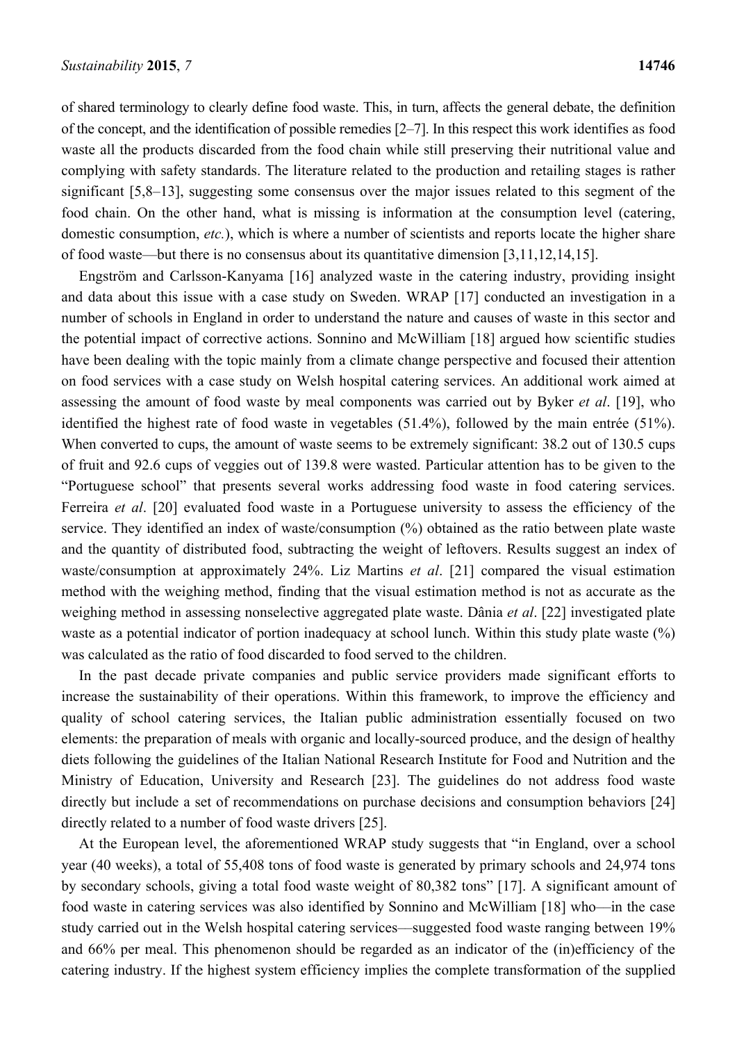of shared terminology to clearly define food waste. This, in turn, affects the general debate, the definition of the concept, and the identification of possible remedies [2–7]. In this respect this work identifies as food waste all the products discarded from the food chain while still preserving their nutritional value and complying with safety standards. The literature related to the production and retailing stages is rather significant [5,8–13], suggesting some consensus over the major issues related to this segment of the food chain. On the other hand, what is missing is information at the consumption level (catering, domestic consumption, *etc.*), which is where a number of scientists and reports locate the higher share of food waste—but there is no consensus about its quantitative dimension [3,11,12,14,15].

Engström and Carlsson-Kanyama [16] analyzed waste in the catering industry, providing insight and data about this issue with a case study on Sweden. WRAP [17] conducted an investigation in a number of schools in England in order to understand the nature and causes of waste in this sector and the potential impact of corrective actions. Sonnino and McWilliam [18] argued how scientific studies have been dealing with the topic mainly from a climate change perspective and focused their attention on food services with a case study on Welsh hospital catering services. An additional work aimed at assessing the amount of food waste by meal components was carried out by Byker *et al*. [19], who identified the highest rate of food waste in vegetables (51.4%), followed by the main entrée (51%). When converted to cups, the amount of waste seems to be extremely significant: 38.2 out of 130.5 cups of fruit and 92.6 cups of veggies out of 139.8 were wasted. Particular attention has to be given to the "Portuguese school" that presents several works addressing food waste in food catering services. Ferreira *et al*. [20] evaluated food waste in a Portuguese university to assess the efficiency of the service. They identified an index of waste/consumption (%) obtained as the ratio between plate waste and the quantity of distributed food, subtracting the weight of leftovers. Results suggest an index of waste/consumption at approximately 24%. Liz Martins *et al*. [21] compared the visual estimation method with the weighing method, finding that the visual estimation method is not as accurate as the weighing method in assessing nonselective aggregated plate waste. Dânia *et al*. [22] investigated plate waste as a potential indicator of portion inadequacy at school lunch. Within this study plate waste (%) was calculated as the ratio of food discarded to food served to the children.

In the past decade private companies and public service providers made significant efforts to increase the sustainability of their operations. Within this framework, to improve the efficiency and quality of school catering services, the Italian public administration essentially focused on two elements: the preparation of meals with organic and locally-sourced produce, and the design of healthy diets following the guidelines of the Italian National Research Institute for Food and Nutrition and the Ministry of Education, University and Research [23]. The guidelines do not address food waste directly but include a set of recommendations on purchase decisions and consumption behaviors [24] directly related to a number of food waste drivers [25].

At the European level, the aforementioned WRAP study suggests that "in England, over a school year (40 weeks), a total of 55,408 tons of food waste is generated by primary schools and 24,974 tons by secondary schools, giving a total food waste weight of 80,382 tons" [17]. A significant amount of food waste in catering services was also identified by Sonnino and McWilliam [18] who—in the case study carried out in the Welsh hospital catering services—suggested food waste ranging between 19% and 66% per meal. This phenomenon should be regarded as an indicator of the (in)efficiency of the catering industry. If the highest system efficiency implies the complete transformation of the supplied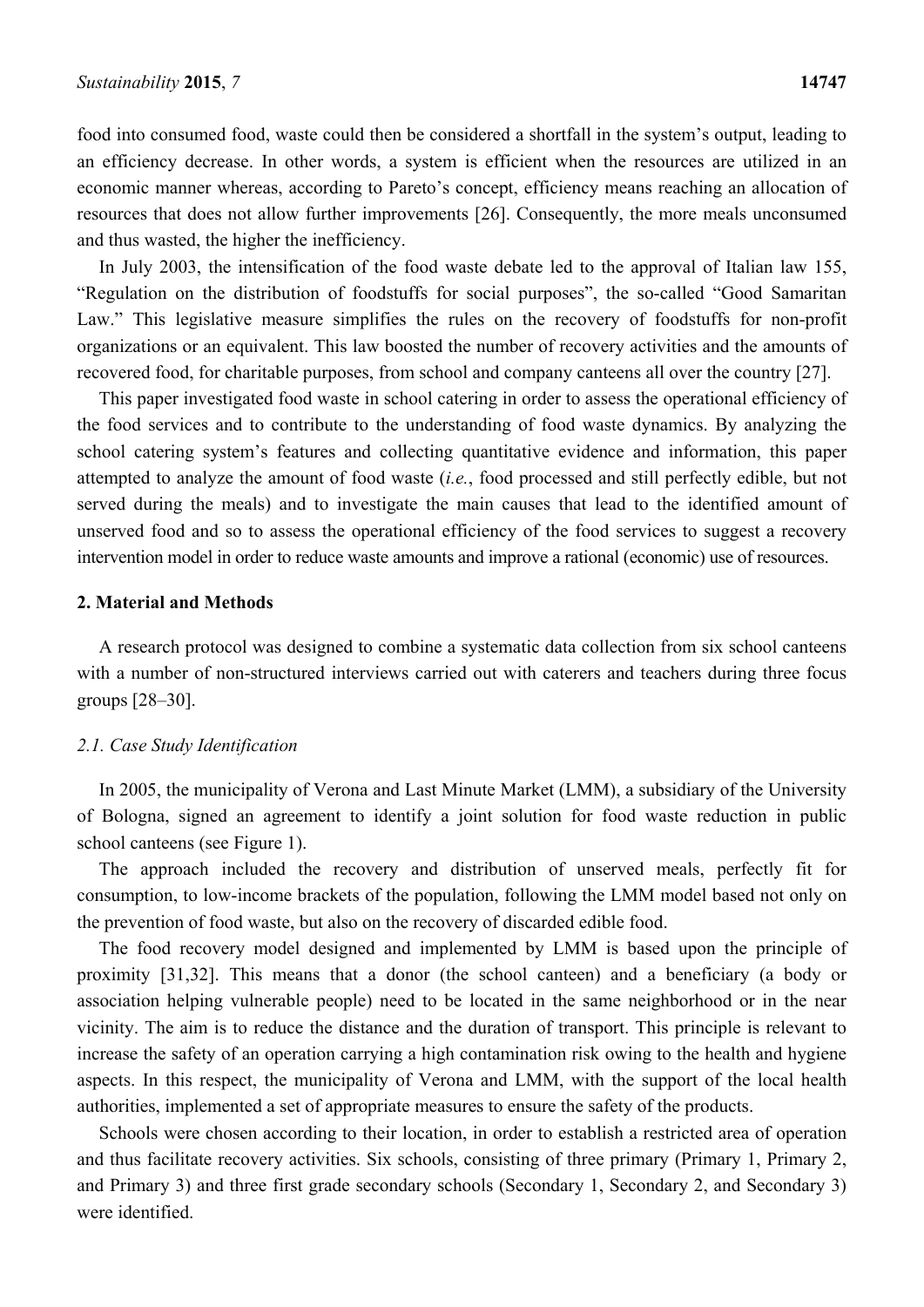food into consumed food, waste could then be considered a shortfall in the system's output, leading to an efficiency decrease. In other words, a system is efficient when the resources are utilized in an economic manner whereas, according to Pareto's concept, efficiency means reaching an allocation of resources that does not allow further improvements [26]. Consequently, the more meals unconsumed and thus wasted, the higher the inefficiency.

In July 2003, the intensification of the food waste debate led to the approval of Italian law 155, "Regulation on the distribution of foodstuffs for social purposes", the so-called "Good Samaritan Law." This legislative measure simplifies the rules on the recovery of foodstuffs for non-profit organizations or an equivalent. This law boosted the number of recovery activities and the amounts of recovered food, for charitable purposes, from school and company canteens all over the country [27].

This paper investigated food waste in school catering in order to assess the operational efficiency of the food services and to contribute to the understanding of food waste dynamics. By analyzing the school catering system's features and collecting quantitative evidence and information, this paper attempted to analyze the amount of food waste (*i.e.*, food processed and still perfectly edible, but not served during the meals) and to investigate the main causes that lead to the identified amount of unserved food and so to assess the operational efficiency of the food services to suggest a recovery intervention model in order to reduce waste amounts and improve a rational (economic) use of resources.

## 2. Material and Methods

A research protocol was designed to combine a systematic data collection from six school canteens with a number of non-structured interviews carried out with caterers and teachers during three focus groups [28–30].

### 2.1. Case Study Identification

In 2005, the municipality of Verona and Last Minute Market (LMM), a subsidiary of the University of Bologna, signed an agreement to identify a joint solution for food waste reduction in public school canteens (see Figure 1).

The approach included the recovery and distribution of unserved meals, perfectly fit for consumption, to low-income brackets of the population, following the LMM model based not only on the prevention of food waste, but also on the recovery of discarded edible food.

The food recovery model designed and implemented by LMM is based upon the principle of proximity [31,32]. This means that a donor (the school canteen) and a beneficiary (a body or association helping vulnerable people) need to be located in the same neighborhood or in the near vicinity. The aim is to reduce the distance and the duration of transport. This principle is relevant to increase the safety of an operation carrying a high contamination risk owing to the health and hygiene aspects. In this respect, the municipality of Verona and LMM, with the support of the local health authorities, implemented a set of appropriate measures to ensure the safety of the products.

Schools were chosen according to their location, in order to establish a restricted area of operation and thus facilitate recovery activities. Six schools, consisting of three primary (Primary 1, Primary 2, and Primary 3) and three first grade secondary schools (Secondary 1, Secondary 2, and Secondary 3) were identified.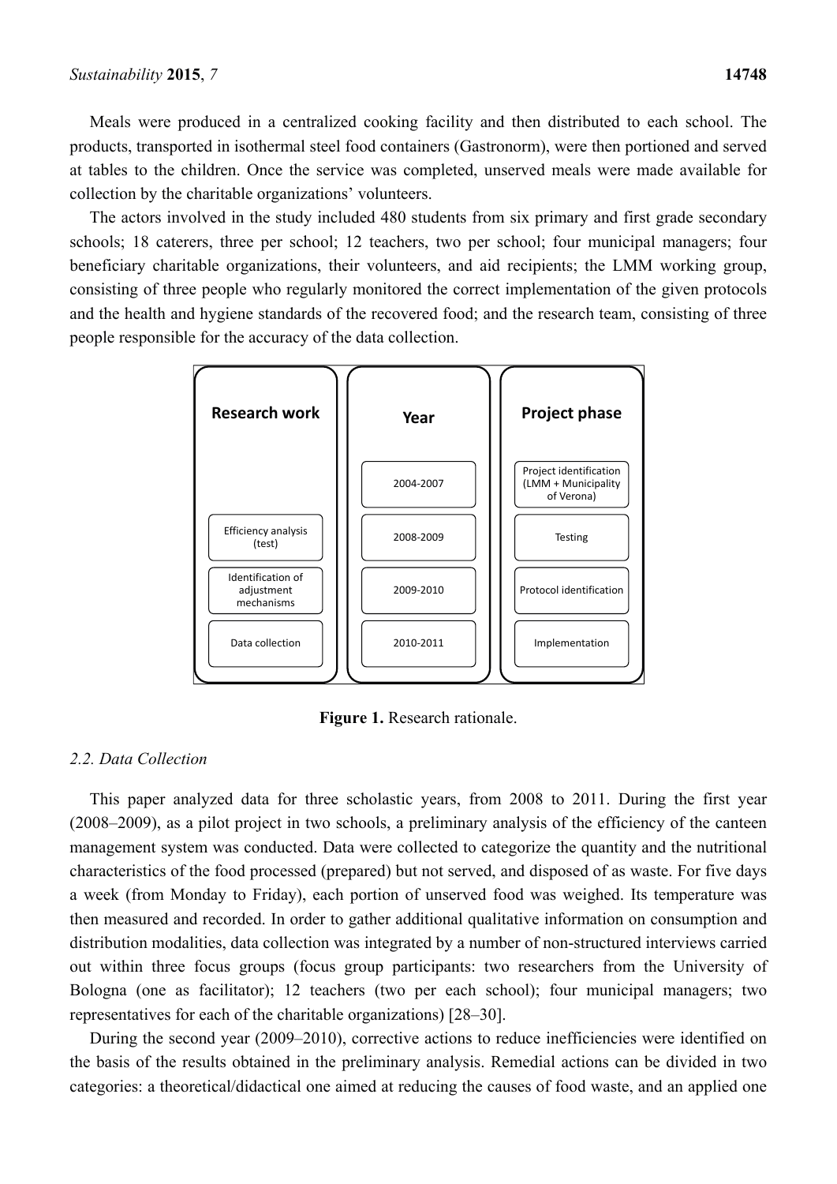Meals were produced in a centralized cooking facility and then distributed to each school. The products, transported in isothermal steel food containers (Gastronorm), were then portioned and served at tables to the children. Once the service was completed, unserved meals were made available for collection by the charitable organizations' volunteers.

The actors involved in the study included 480 students from six primary and first grade secondary schools; 18 caterers, three per school; 12 teachers, two per school; four municipal managers; four beneficiary charitable organizations, their volunteers, and aid recipients; the LMM working group, consisting of three people who regularly monitored the correct implementation of the given protocols and the health and hygiene standards of the recovered food; and the research team, consisting of three people responsible for the accuracy of the data collection.

| Research work | Year | Project phase |
| --- | --- | --- |
| | 2004-2007 | Project identification (LMM + Municipality of Verona) |
| Efficiency analysis (test) | 2008-2009 | Testing |
| Identification of adjustment mechanisms | 2009-2010 | Protocol identification |
| Data collection | 2010-2011 | Implementation |

**Figure 1.** Research rationale.

### 2.2. Data Collection

This paper analyzed data for three scholastic years, from 2008 to 2011. During the first year (2008–2009), as a pilot project in two schools, a preliminary analysis of the efficiency of the canteen management system was conducted. Data were collected to categorize the quantity and the nutritional characteristics of the food processed (prepared) but not served, and disposed of as waste. For five days a week (from Monday to Friday), each portion of unserved food was weighed. Its temperature was then measured and recorded. In order to gather additional qualitative information on consumption and distribution modalities, data collection was integrated by a number of non-structured interviews carried out within three focus groups (focus group participants: two researchers from the University of Bologna (one as facilitator); 12 teachers (two per each school); four municipal managers; two representatives for each of the charitable organizations) [28–30].

During the second year (2009–2010), corrective actions to reduce inefficiencies were identified on the basis of the results obtained in the preliminary analysis. Remedial actions can be divided in two categories: a theoretical/didactical one aimed at reducing the causes of food waste, and an applied one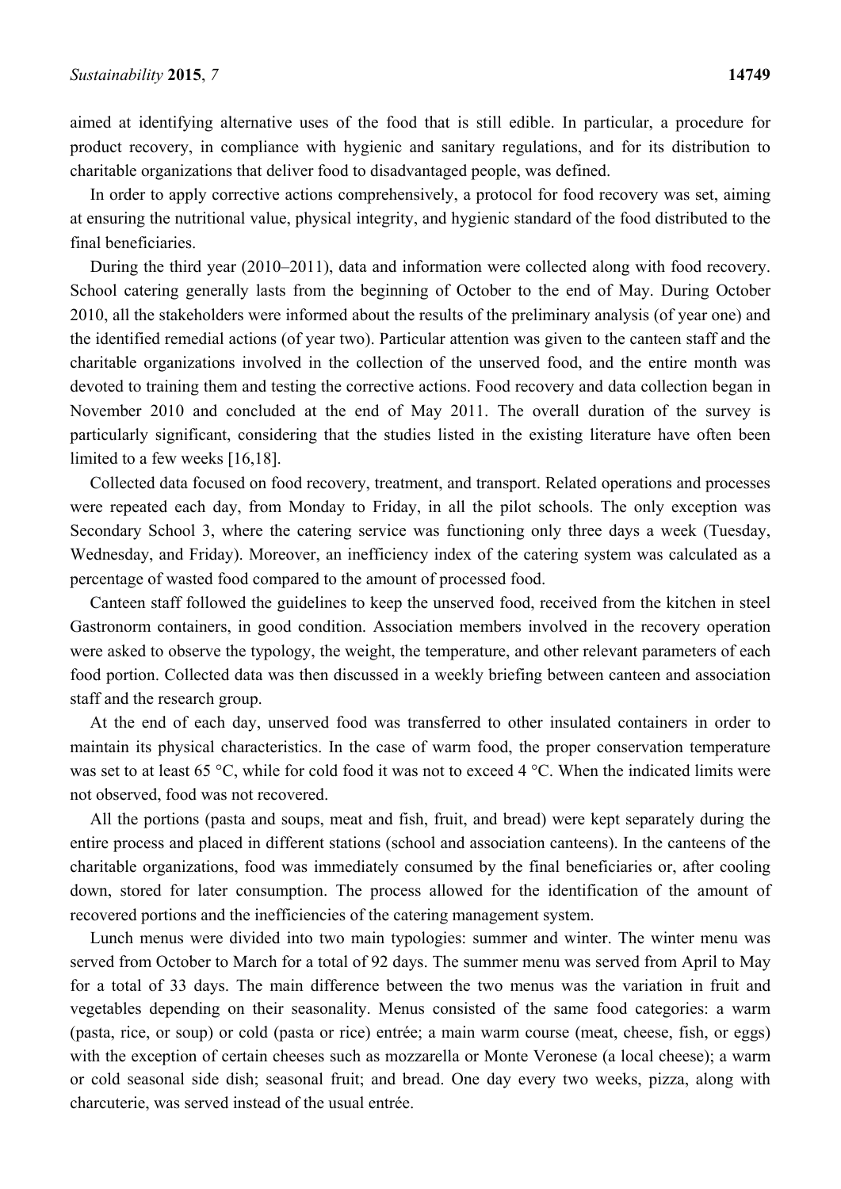aimed at identifying alternative uses of the food that is still edible. In particular, a procedure for product recovery, in compliance with hygienic and sanitary regulations, and for its distribution to charitable organizations that deliver food to disadvantaged people, was defined.

In order to apply corrective actions comprehensively, a protocol for food recovery was set, aiming at ensuring the nutritional value, physical integrity, and hygienic standard of the food distributed to the final beneficiaries.

During the third year (2010–2011), data and information were collected along with food recovery. School catering generally lasts from the beginning of October to the end of May. During October 2010, all the stakeholders were informed about the results of the preliminary analysis (of year one) and the identified remedial actions (of year two). Particular attention was given to the canteen staff and the charitable organizations involved in the collection of the unserved food, and the entire month was devoted to training them and testing the corrective actions. Food recovery and data collection began in November 2010 and concluded at the end of May 2011. The overall duration of the survey is particularly significant, considering that the studies listed in the existing literature have often been limited to a few weeks [16,18].

Collected data focused on food recovery, treatment, and transport. Related operations and processes were repeated each day, from Monday to Friday, in all the pilot schools. The only exception was Secondary School 3, where the catering service was functioning only three days a week (Tuesday, Wednesday, and Friday). Moreover, an inefficiency index of the catering system was calculated as a percentage of wasted food compared to the amount of processed food.

Canteen staff followed the guidelines to keep the unserved food, received from the kitchen in steel Gastronorm containers, in good condition. Association members involved in the recovery operation were asked to observe the typology, the weight, the temperature, and other relevant parameters of each food portion. Collected data was then discussed in a weekly briefing between canteen and association staff and the research group.

At the end of each day, unserved food was transferred to other insulated containers in order to maintain its physical characteristics. In the case of warm food, the proper conservation temperature was set to at least 65 °C, while for cold food it was not to exceed 4 °C. When the indicated limits were not observed, food was not recovered.

All the portions (pasta and soups, meat and fish, fruit, and bread) were kept separately during the entire process and placed in different stations (school and association canteens). In the canteens of the charitable organizations, food was immediately consumed by the final beneficiaries or, after cooling down, stored for later consumption. The process allowed for the identification of the amount of recovered portions and the inefficiencies of the catering management system.

Lunch menus were divided into two main typologies: summer and winter. The winter menu was served from October to March for a total of 92 days. The summer menu was served from April to May for a total of 33 days. The main difference between the two menus was the variation in fruit and vegetables depending on their seasonality. Menus consisted of the same food categories: a warm (pasta, rice, or soup) or cold (pasta or rice) entrée; a main warm course (meat, cheese, fish, or eggs) with the exception of certain cheeses such as mozzarella or Monte Veronese (a local cheese); a warm or cold seasonal side dish; seasonal fruit; and bread. One day every two weeks, pizza, along with charcuterie, was served instead of the usual entrée.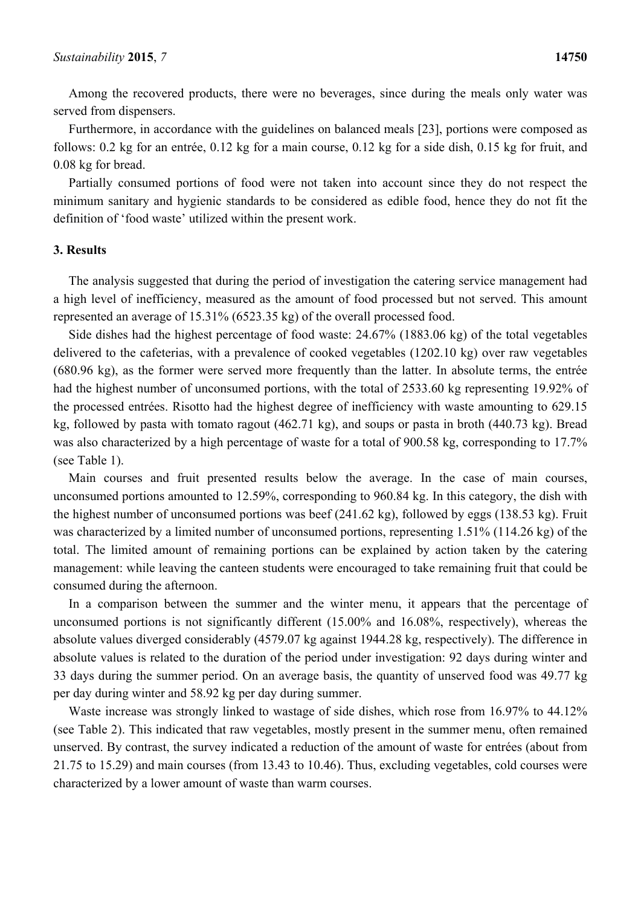Among the recovered products, there were no beverages, since during the meals only water was served from dispensers.

Furthermore, in accordance with the guidelines on balanced meals [23], portions were composed as follows: 0.2 kg for an entrée, 0.12 kg for a main course, 0.12 kg for a side dish, 0.15 kg for fruit, and 0.08 kg for bread.

Partially consumed portions of food were not taken into account since they do not respect the minimum sanitary and hygienic standards to be considered as edible food, hence they do not fit the definition of 'food waste' utilized within the present work.

## 3. Results

The analysis suggested that during the period of investigation the catering service management had a high level of inefficiency, measured as the amount of food processed but not served. This amount represented an average of 15.31% (6523.35 kg) of the overall processed food.

Side dishes had the highest percentage of food waste: 24.67% (1883.06 kg) of the total vegetables delivered to the cafeterias, with a prevalence of cooked vegetables (1202.10 kg) over raw vegetables (680.96 kg), as the former were served more frequently than the latter. In absolute terms, the entrée had the highest number of unconsumed portions, with the total of 2533.60 kg representing 19.92% of the processed entrées. Risotto had the highest degree of inefficiency with waste amounting to 629.15 kg, followed by pasta with tomato ragout (462.71 kg), and soups or pasta in broth (440.73 kg). Bread was also characterized by a high percentage of waste for a total of 900.58 kg, corresponding to 17.7% (see Table 1).

Main courses and fruit presented results below the average. In the case of main courses, unconsumed portions amounted to 12.59%, corresponding to 960.84 kg. In this category, the dish with the highest number of unconsumed portions was beef (241.62 kg), followed by eggs (138.53 kg). Fruit was characterized by a limited number of unconsumed portions, representing 1.51% (114.26 kg) of the total. The limited amount of remaining portions can be explained by action taken by the catering management: while leaving the canteen students were encouraged to take remaining fruit that could be consumed during the afternoon.

In a comparison between the summer and the winter menu, it appears that the percentage of unconsumed portions is not significantly different (15.00% and 16.08%, respectively), whereas the absolute values diverged considerably (4579.07 kg against 1944.28 kg, respectively). The difference in absolute values is related to the duration of the period under investigation: 92 days during winter and 33 days during the summer period. On an average basis, the quantity of unserved food was 49.77 kg per day during winter and 58.92 kg per day during summer.

Waste increase was strongly linked to wastage of side dishes, which rose from 16.97% to 44.12% (see Table 2). This indicated that raw vegetables, mostly present in the summer menu, often remained unserved. By contrast, the survey indicated a reduction of the amount of waste for entrées (about from 21.75 to 15.29) and main courses (from 13.43 to 10.46). Thus, excluding vegetables, cold courses were characterized by a lower amount of waste than warm courses.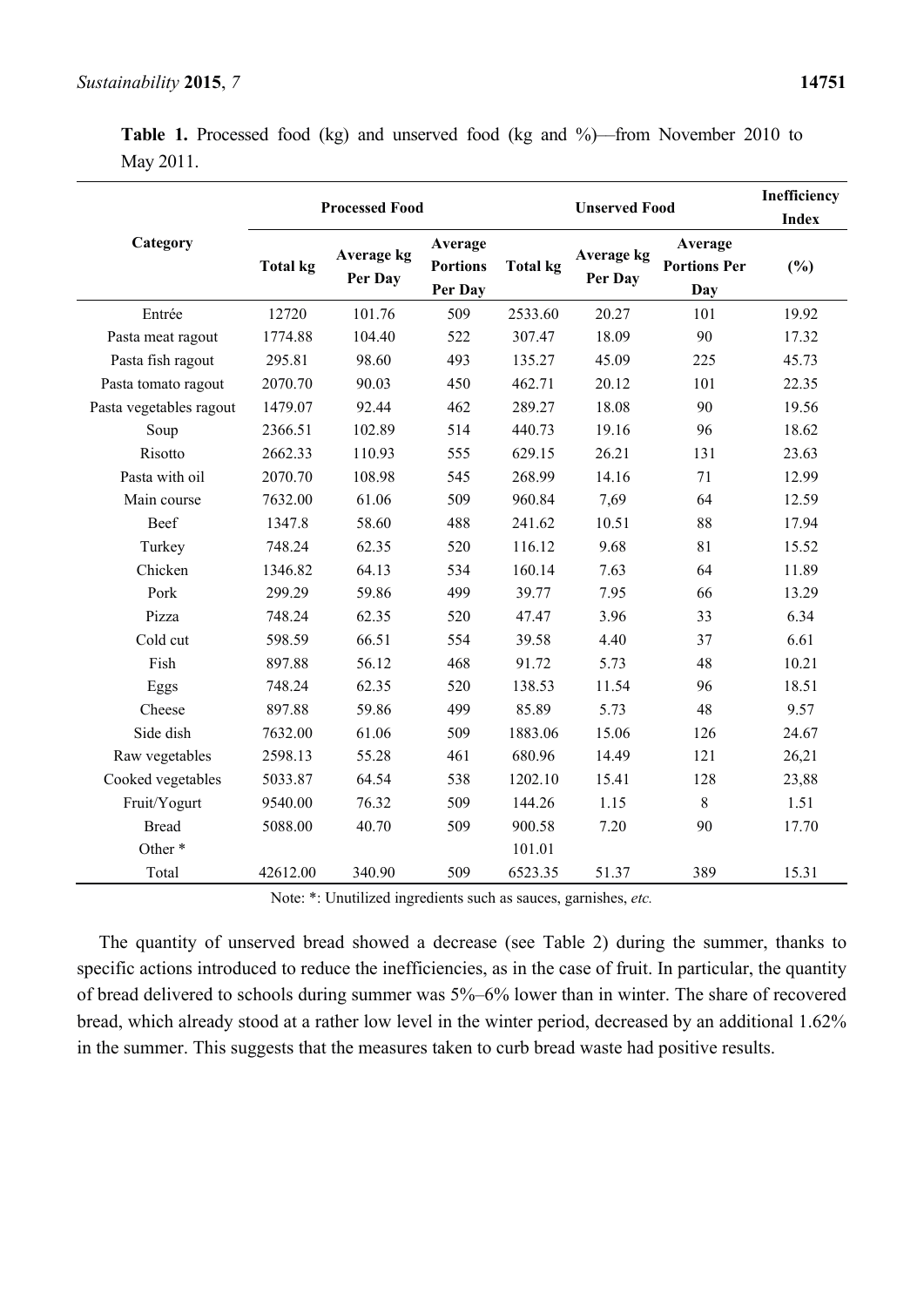**Table 1.** Processed food (kg) and unserved food (kg and %)—from November 2010 to May 2011.

| Category | Processed Food | | | Unserved Food | | | Inefficiency Index |
|---|---|---|---|---|---|---|---|
| | Total kg | Average kg Per Day | Average Portions Per Day | Total kg | Average kg Per Day | Average Portions Per Day | (%) |
| Entrée | 12720 | 101.76 | 509 | 2533.60 | 20.27 | 101 | 19.92 |
| Pasta meat ragout | 1774.88 | 104.40 | 522 | 307.47 | 18.09 | 90 | 17.32 |
| Pasta fish ragout | 295.81 | 98.60 | 493 | 135.27 | 45.09 | 225 | 45.73 |
| Pasta tomato ragout | 2070.70 | 90.03 | 450 | 462.71 | 20.12 | 101 | 22.35 |
| Pasta vegetables ragout | 1479.07 | 92.44 | 462 | 289.27 | 18.08 | 90 | 19.56 |
| Soup | 2366.51 | 102.89 | 514 | 440.73 | 19.16 | 96 | 18.62 |
| Risotto | 2662.33 | 110.93 | 555 | 629.15 | 26.21 | 131 | 23.63 |
| Pasta with oil | 2070.70 | 108.98 | 545 | 268.99 | 14.16 | 71 | 12.99 |
| Main course | 7632.00 | 61.06 | 509 | 960.84 | 7,69 | 64 | 12.59 |
| Beef | 1347.8 | 58.60 | 488 | 241.62 | 10.51 | 88 | 17.94 |
| Turkey | 748.24 | 62.35 | 520 | 116.12 | 9.68 | 81 | 15.52 |
| Chicken | 1346.82 | 64.13 | 534 | 160.14 | 7.63 | 64 | 11.89 |
| Pork | 299.29 | 59.86 | 499 | 39.77 | 7.95 | 66 | 13.29 |
| Pizza | 748.24 | 62.35 | 520 | 47.47 | 3.96 | 33 | 6.34 |
| Cold cut | 598.59 | 66.51 | 554 | 39.58 | 4.40 | 37 | 6.61 |
| Fish | 897.88 | 56.12 | 468 | 91.72 | 5.73 | 48 | 10.21 |
| Eggs | 748.24 | 62.35 | 520 | 138.53 | 11.54 | 96 | 18.51 |
| Cheese | 897.88 | 59.86 | 499 | 85.89 | 5.73 | 48 | 9.57 |
| Side dish | 7632.00 | 61.06 | 509 | 1883.06 | 15.06 | 126 | 24.67 |
| Raw vegetables | 2598.13 | 55.28 | 461 | 680.96 | 14.49 | 121 | 26,21 |
| Cooked vegetables | 5033.87 | 64.54 | 538 | 1202.10 | 15.41 | 128 | 23,88 |
| Fruit/Yogurt | 9540.00 | 76.32 | 509 | 144.26 | 1.15 | 8 | 1.51 |
| Bread | 5088.00 | 40.70 | 509 | 900.58 | 7.20 | 90 | 17.70 |
| Other * | | | | 101.01 | | | |
| Total | 42612.00 | 340.90 | 509 | 6523.35 | 51.37 | 389 | 15.31 |

Note: *: Unutilized ingredients such as sauces, garnishes, *etc.*

The quantity of unserved bread showed a decrease (see Table 2) during the summer, thanks to specific actions introduced to reduce the inefficiencies, as in the case of fruit. In particular, the quantity of bread delivered to schools during summer was 5%–6% lower than in winter. The share of recovered bread, which already stood at a rather low level in the winter period, decreased by an additional 1.62% in the summer. This suggests that the measures taken to curb bread waste had positive results.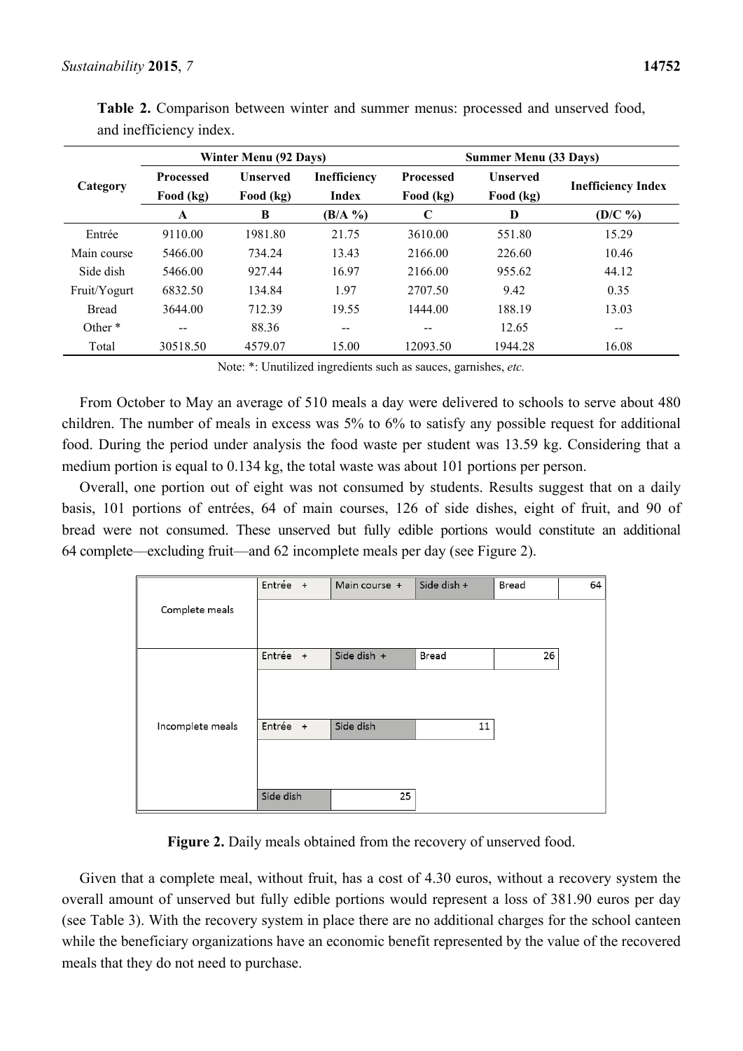**Table 2.** Comparison between winter and summer menus: processed and unserved food, and inefficiency index.

| Category | Winter Menu (92 Days) | | | Summer Menu (33 Days) | | |
|---|---|---|---|---|---|---|
| | Processed Food (kg) | Unserved Food (kg) | Inefficiency Index | Processed Food (kg) | Unserved Food (kg) | Inefficiency Index |
| | A | B | (B/A %) | C | D | (D/C %) |
| Entrée | 9110.00 | 1981.80 | 21.75 | 3610.00 | 551.80 | 15.29 |
| Main course | 5466.00 | 734.24 | 13.43 | 2166.00 | 226.60 | 10.46 |
| Side dish | 5466.00 | 927.44 | 16.97 | 2166.00 | 955.62 | 44.12 |
| Fruit/Yogurt | 6832.50 | 134.84 | 1.97 | 2707.50 | 9.42 | 0.35 |
| Bread | 3644.00 | 712.39 | 19.55 | 1444.00 | 188.19 | 13.03 |
| Other * | -- | 88.36 | -- | -- | 12.65 | -- |
| Total | 30518.50 | 4579.07 | 15.00 | 12093.50 | 1944.28 | 16.08 |

Note: *: Unutilized ingredients such as sauces, garnishes, *etc.*

From October to May an average of 510 meals a day were delivered to schools to serve about 480 children. The number of meals in excess was 5% to 6% to satisfy any possible request for additional food. During the period under analysis the food waste per student was 13.59 kg. Considering that a medium portion is equal to 0.134 kg, the total waste was about 101 portions per person.

Overall, one portion out of eight was not consumed by students. Results suggest that on a daily basis, 101 portions of entrées, 64 of main courses, 126 of side dishes, eight of fruit, and 90 of bread were not consumed. These unserved but fully edible portions would constitute an additional 64 complete—excluding fruit—and 62 incomplete meals per day (see Figure 2).

| | | | | | |
|---|---|---|---|---|---|
| Complete meals | Entrée + | Main course + | Side dish + | Bread | 64 |
| Incomplete meals | Entrée + | Side dish + | Bread | 26 | |
| | Entrée + | Side dish | 11 | | |
| | Side dish | 25 | | | |

**Figure 2.** Daily meals obtained from the recovery of unserved food.

Given that a complete meal, without fruit, has a cost of 4.30 euros, without a recovery system the overall amount of unserved but fully edible portions would represent a loss of 381.90 euros per day (see Table 3). With the recovery system in place there are no additional charges for the school canteen while the beneficiary organizations have an economic benefit represented by the value of the recovered meals that they do not need to purchase.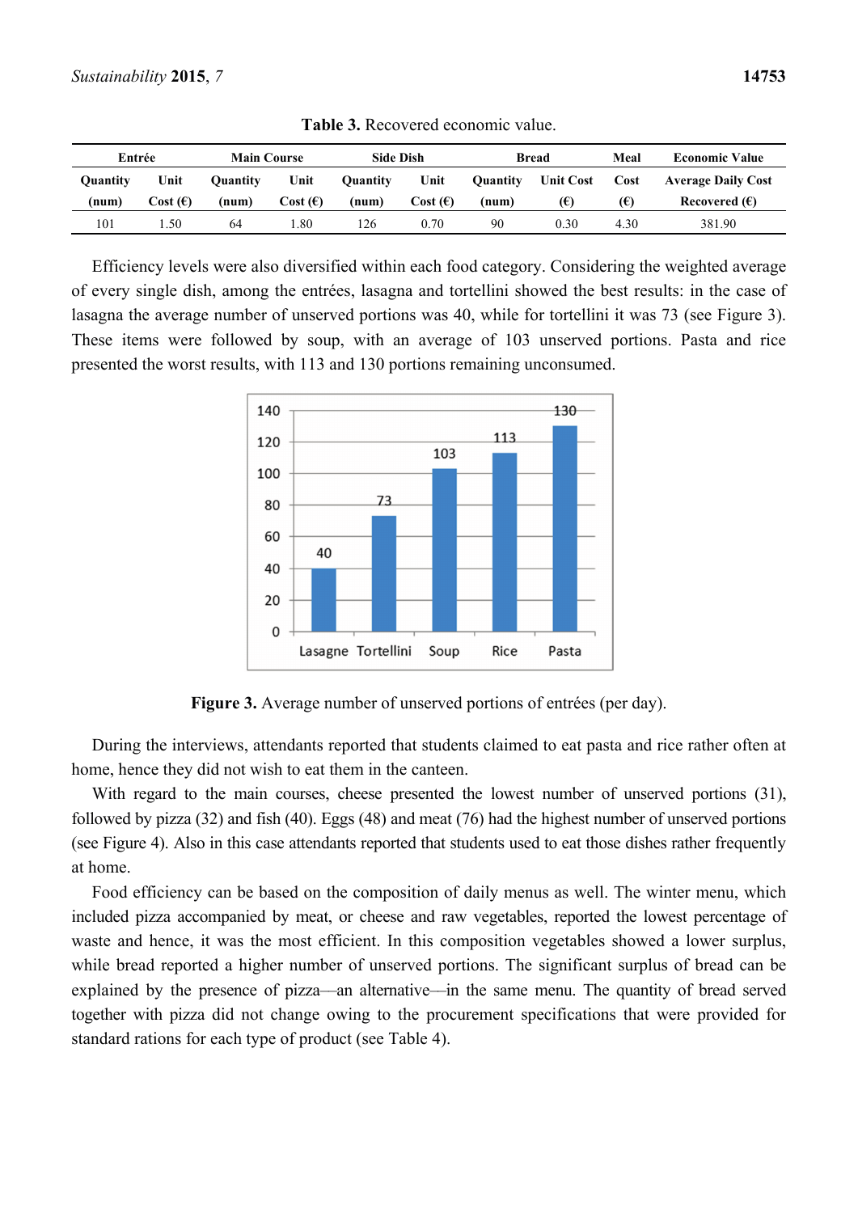**Table 3.** Recovered economic value.

| Entrée | | Main Course | | Side Dish | | Bread | | Meal | Economic Value |
|---|---|---|---|---|---|---|---|---|---|
| Quantity (num) | Unit Cost (€) | Quantity (num) | Unit Cost (€) | Quantity (num) | Unit Cost (€) | Quantity (num) | Unit Cost (€) | Cost (€) | Average Daily Cost Recovered (€) |
| 101 | 1.50 | 64 | 1.80 | 126 | 0.70 | 90 | 0.30 | 4.30 | 381.90 |

Efficiency levels were also diversified within each food category. Considering the weighted average of every single dish, among the entrées, lasagna and tortellini showed the best results: in the case of lasagna the average number of unserved portions was 40, while for tortellini it was 73 (see Figure 3). These items were followed by soup, with an average of 103 unserved portions. Pasta and rice presented the worst results, with 113 and 130 portions remaining unconsumed.

**Figure 3.** Average number of unserved portions of entrées (per day).

During the interviews, attendants reported that students claimed to eat pasta and rice rather often at home, hence they did not wish to eat them in the canteen.

With regard to the main courses, cheese presented the lowest number of unserved portions (31), followed by pizza (32) and fish (40). Eggs (48) and meat (76) had the highest number of unserved portions (see Figure 4). Also in this case attendants reported that students used to eat those dishes rather frequently at home.

Food efficiency can be based on the composition of daily menus as well. The winter menu, which included pizza accompanied by meat, or cheese and raw vegetables, reported the lowest percentage of waste and hence, it was the most efficient. In this composition vegetables showed a lower surplus, while bread reported a higher number of unserved portions. The significant surplus of bread can be explained by the presence of pizza—an alternative—in the same menu. The quantity of bread served together with pizza did not change owing to the procurement specifications that were provided for standard rations for each type of product (see Table 4).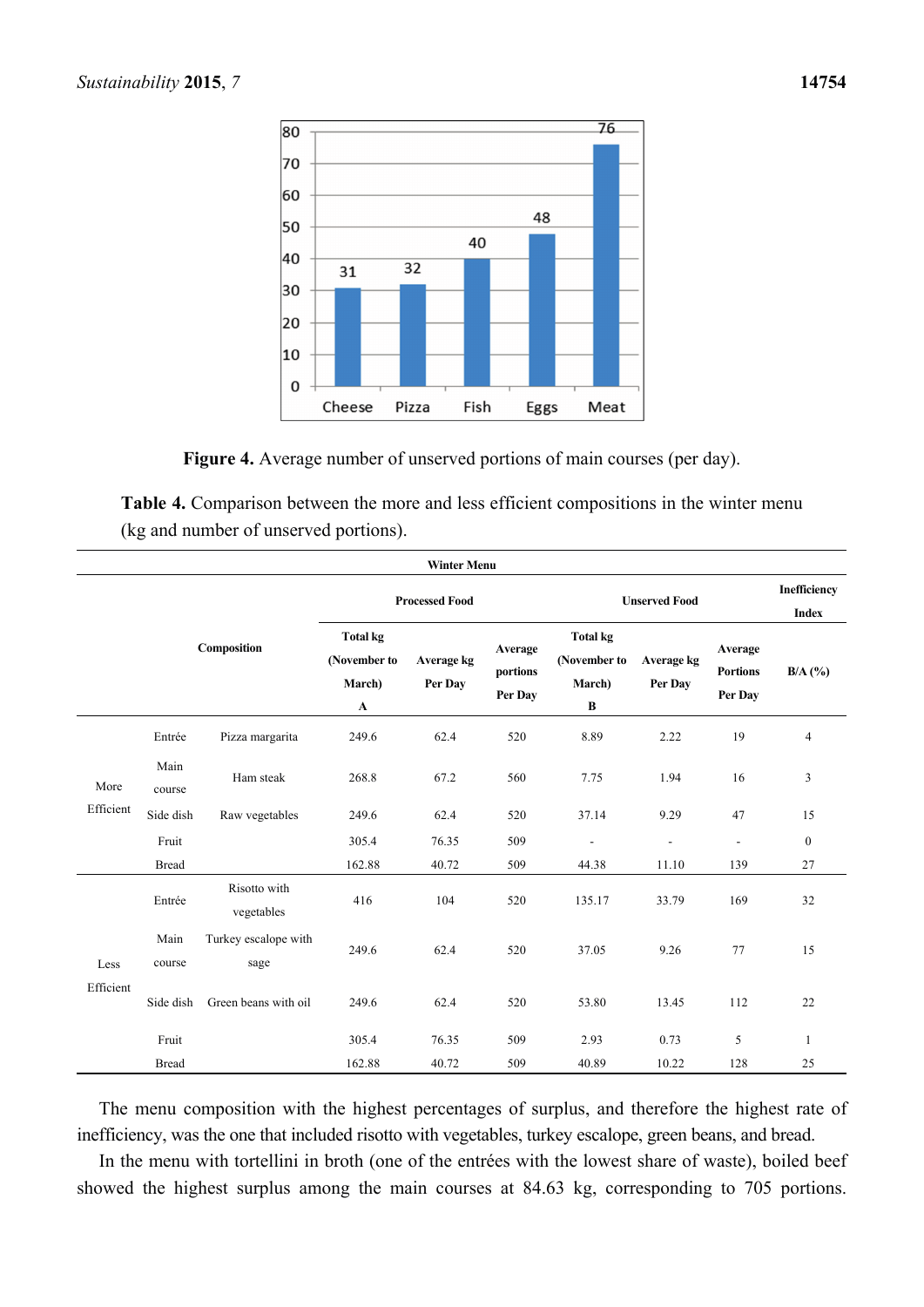**Figure 4.** Average number of unserved portions of main courses (per day).

**Table 4.** Comparison between the more and less efficient compositions in the winter menu (kg and number of unserved portions).

| Winter Menu | | | | | | | | | |
|---|---|---|---|---|---|---|---|---|---|
| Composition | | | Processed Food | | | Unserved Food | | | Inefficiency Index |
| | | | Total kg (November to March) A | Average kg Per Day | Average portions Per Day | Total kg (November to March) B | Average kg Per Day | Average Portions Per Day | B/A (%) |
| More Efficient | Entrée | Pizza margarita | 249.6 | 62.4 | 520 | 8.89 | 2.22 | 19 | 4 |
| | Main course | Ham steak | 268.8 | 67.2 | 560 | 7.75 | 1.94 | 16 | 3 |
| | Side dish | Raw vegetables | 249.6 | 62.4 | 520 | 37.14 | 9.29 | 47 | 15 |
| | Fruit | | 305.4 | 76.35 | 509 | - | - | - | 0 |
| | Bread | | 162.88 | 40.72 | 509 | 44.38 | 11.10 | 139 | 27 |
| Less Efficient | Entrée | Risotto with vegetables | 416 | 104 | 520 | 135.17 | 33.79 | 169 | 32 |
| | Main course | Turkey escalope with sage | 249.6 | 62.4 | 520 | 37.05 | 9.26 | 77 | 15 |
| | Side dish | Green beans with oil | 249.6 | 62.4 | 520 | 53.80 | 13.45 | 112 | 22 |
| | Fruit | | 305.4 | 76.35 | 509 | 2.93 | 0.73 | 5 | 1 |
| | Bread | | 162.88 | 40.72 | 509 | 40.89 | 10.22 | 128 | 25 |

The menu composition with the highest percentages of surplus, and therefore the highest rate of inefficiency, was the one that included risotto with vegetables, turkey escalope, green beans, and bread.

In the menu with tortellini in broth (one of the entrées with the lowest share of waste), boiled beef showed the highest surplus among the main courses at 84.63 kg, corresponding to 705 portions.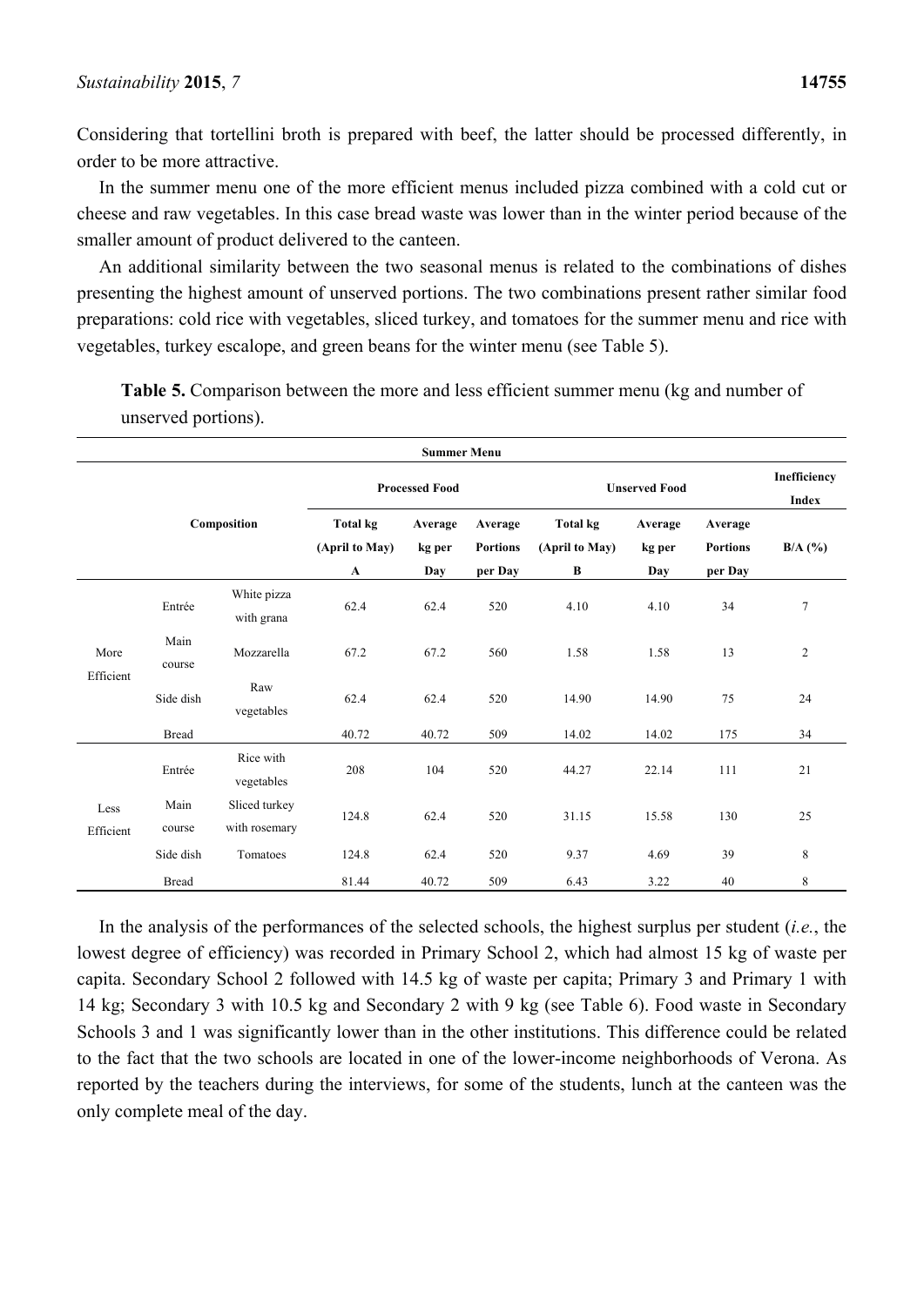Considering that tortellini broth is prepared with beef, the latter should be processed differently, in order to be more attractive.

In the summer menu one of the more efficient menus included pizza combined with a cold cut or cheese and raw vegetables. In this case bread waste was lower than in the winter period because of the smaller amount of product delivered to the canteen.

An additional similarity between the two seasonal menus is related to the combinations of dishes presenting the highest amount of unserved portions. The two combinations present rather similar food preparations: cold rice with vegetables, sliced turkey, and tomatoes for the summer menu and rice with vegetables, turkey escalope, and green beans for the winter menu (see Table 5).

**Table 5.** Comparison between the more and less efficient summer menu (kg and number of unserved portions).

| Summer Menu | | | | | | | | | |
|---|---|---|---|---|---|---|---|---|---|
| Composition | | | Processed Food | | | Unserved Food | | | Inefficiency Index |
| | | | Total kg (April to May) A | Average kg per Day | Average Portions per Day | Total kg (April to May) B | Average kg per Day | Average Portions per Day | B/A (%) |
| More Efficient | Entrée | White pizza with grana | 62.4 | 62.4 | 520 | 4.10 | 4.10 | 34 | 7 |
| | Main course | Mozzarella | 67.2 | 67.2 | 560 | 1.58 | 1.58 | 13 | 2 |
| | Side dish | Raw vegetables | 62.4 | 62.4 | 520 | 14.90 | 14.90 | 75 | 24 |
| | Bread | | 40.72 | 40.72 | 509 | 14.02 | 14.02 | 175 | 34 |
| Less Efficient | Entrée | Rice with vegetables | 208 | 104 | 520 | 44.27 | 22.14 | 111 | 21 |
| | Main course | Sliced turkey with rosemary | 124.8 | 62.4 | 520 | 31.15 | 15.58 | 130 | 25 |
| | Side dish | Tomatoes | 124.8 | 62.4 | 520 | 9.37 | 4.69 | 39 | 8 |
| | Bread | | 81.44 | 40.72 | 509 | 6.43 | 3.22 | 40 | 8 |

In the analysis of the performances of the selected schools, the highest surplus per student (*i.e.*, the lowest degree of efficiency) was recorded in Primary School 2, which had almost 15 kg of waste per capita. Secondary School 2 followed with 14.5 kg of waste per capita; Primary 3 and Primary 1 with 14 kg; Secondary 3 with 10.5 kg and Secondary 2 with 9 kg (see Table 6). Food waste in Secondary Schools 3 and 1 was significantly lower than in the other institutions. This difference could be related to the fact that the two schools are located in one of the lower-income neighborhoods of Verona. As reported by the teachers during the interviews, for some of the students, lunch at the canteen was the only complete meal of the day.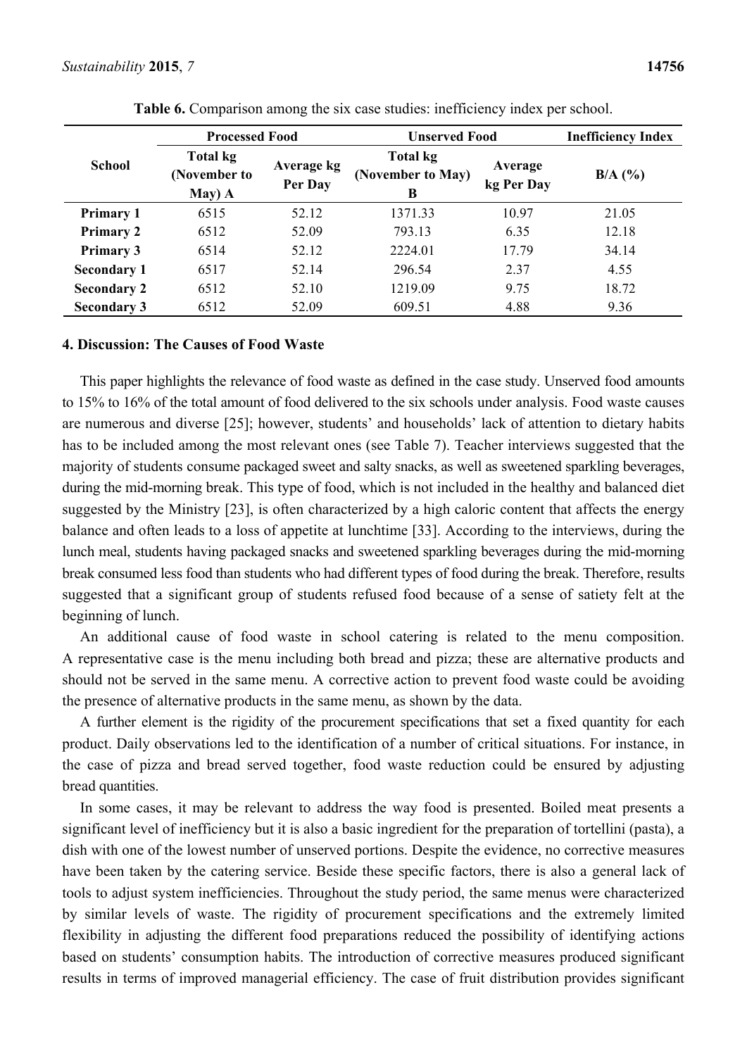**Table 6.** Comparison among the six case studies: inefficiency index per school.

| School | Processed Food | | Unserved Food | | Inefficiency Index |
|---|---|---|---|---|---|
| | Total kg (November to May) A | Average kg Per Day | Total kg (November to May) B | Average kg Per Day | B/A (%) |
| **Primary 1** | 6515 | 52.12 | 1371.33 | 10.97 | 21.05 |
| **Primary 2** | 6512 | 52.09 | 793.13 | 6.35 | 12.18 |
| **Primary 3** | 6514 | 52.12 | 2224.01 | 17.79 | 34.14 |
| **Secondary 1** | 6517 | 52.14 | 296.54 | 2.37 | 4.55 |
| **Secondary 2** | 6512 | 52.10 | 1219.09 | 9.75 | 18.72 |
| **Secondary 3** | 6512 | 52.09 | 609.51 | 4.88 | 9.36 |

## 4. Discussion: The Causes of Food Waste

This paper highlights the relevance of food waste as defined in the case study. Unserved food amounts to 15% to 16% of the total amount of food delivered to the six schools under analysis. Food waste causes are numerous and diverse [25]; however, students' and households' lack of attention to dietary habits has to be included among the most relevant ones (see Table 7). Teacher interviews suggested that the majority of students consume packaged sweet and salty snacks, as well as sweetened sparkling beverages, during the mid-morning break. This type of food, which is not included in the healthy and balanced diet suggested by the Ministry [23], is often characterized by a high caloric content that affects the energy balance and often leads to a loss of appetite at lunchtime [33]. According to the interviews, during the lunch meal, students having packaged snacks and sweetened sparkling beverages during the mid-morning break consumed less food than students who had different types of food during the break. Therefore, results suggested that a significant group of students refused food because of a sense of satiety felt at the beginning of lunch.

An additional cause of food waste in school catering is related to the menu composition. A representative case is the menu including both bread and pizza; these are alternative products and should not be served in the same menu. A corrective action to prevent food waste could be avoiding the presence of alternative products in the same menu, as shown by the data.

A further element is the rigidity of the procurement specifications that set a fixed quantity for each product. Daily observations led to the identification of a number of critical situations. For instance, in the case of pizza and bread served together, food waste reduction could be ensured by adjusting bread quantities.

In some cases, it may be relevant to address the way food is presented. Boiled meat presents a significant level of inefficiency but it is also a basic ingredient for the preparation of tortellini (pasta), a dish with one of the lowest number of unserved portions. Despite the evidence, no corrective measures have been taken by the catering service. Beside these specific factors, there is also a general lack of tools to adjust system inefficiencies. Throughout the study period, the same menus were characterized by similar levels of waste. The rigidity of procurement specifications and the extremely limited flexibility in adjusting the different food preparations reduced the possibility of identifying actions based on students' consumption habits. The introduction of corrective measures produced significant results in terms of improved managerial efficiency. The case of fruit distribution provides significant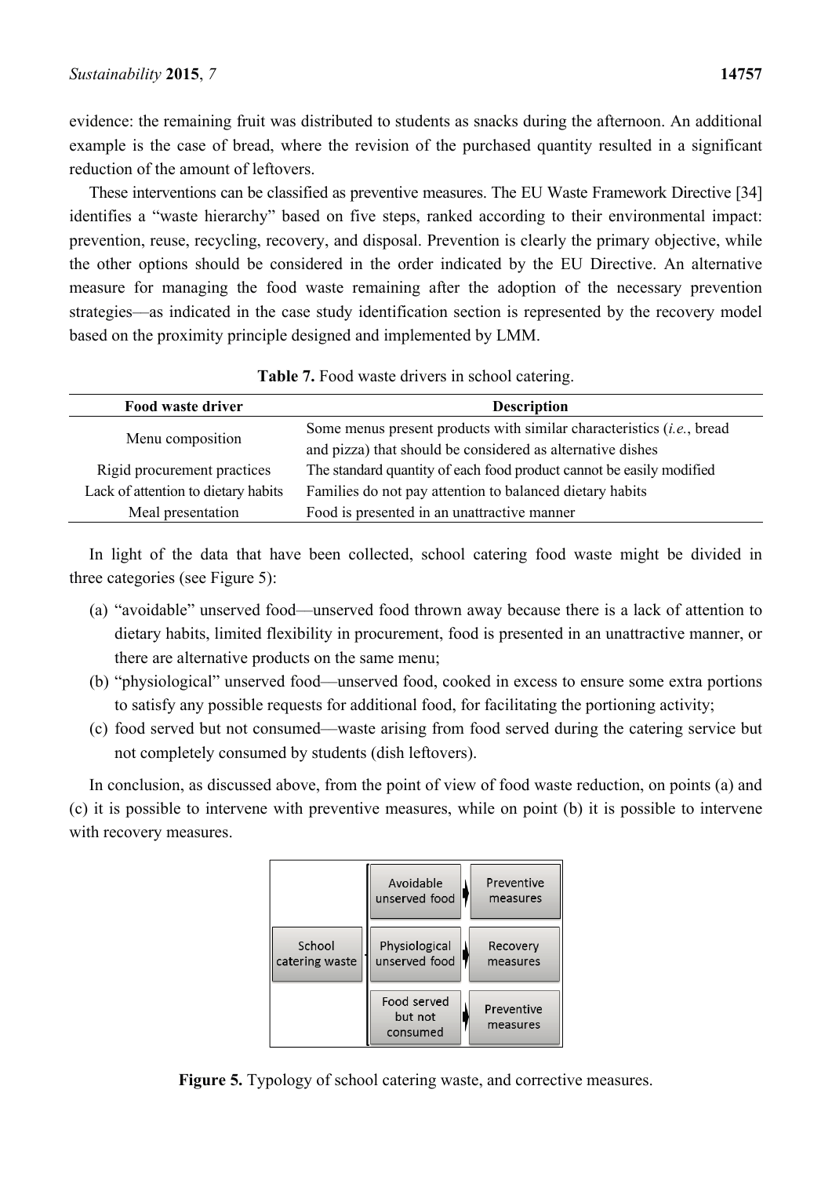evidence: the remaining fruit was distributed to students as snacks during the afternoon. An additional example is the case of bread, where the revision of the purchased quantity resulted in a significant reduction of the amount of leftovers.

These interventions can be classified as preventive measures. The EU Waste Framework Directive [34] identifies a "waste hierarchy" based on five steps, ranked according to their environmental impact: prevention, reuse, recycling, recovery, and disposal. Prevention is clearly the primary objective, while the other options should be considered in the order indicated by the EU Directive. An alternative measure for managing the food waste remaining after the adoption of the necessary prevention strategies—as indicated in the case study identification section is represented by the recovery model based on the proximity principle designed and implemented by LMM.

**Table 7.** Food waste drivers in school catering.

| Food waste driver | Description |
|---|---|
| Menu composition | Some menus present products with similar characteristics (*i.e.*, bread and pizza) that should be considered as alternative dishes |
| Rigid procurement practices | The standard quantity of each food product cannot be easily modified |
| Lack of attention to dietary habits | Families do not pay attention to balanced dietary habits |
| Meal presentation | Food is presented in an unattractive manner |

In light of the data that have been collected, school catering food waste might be divided in three categories (see Figure 5):

(a) "avoidable" unserved food—unserved food thrown away because there is a lack of attention to dietary habits, limited flexibility in procurement, food is presented in an unattractive manner, or there are alternative products on the same menu;

(b) "physiological" unserved food—unserved food, cooked in excess to ensure some extra portions to satisfy any possible requests for additional food, for facilitating the portioning activity;

(c) food served but not consumed—waste arising from food served during the catering service but not completely consumed by students (dish leftovers).

In conclusion, as discussed above, from the point of view of food waste reduction, on points (a) and (c) it is possible to intervene with preventive measures, while on point (b) it is possible to intervene with recovery measures.

| School catering waste | Type | Measures |
|---|---|---|
| | Avoidable unserved food | Preventive measures |
| | Physiological unserved food | Recovery measures |
| | Food served but not consumed | Preventive measures |

**Figure 5.** Typology of school catering waste, and corrective measures.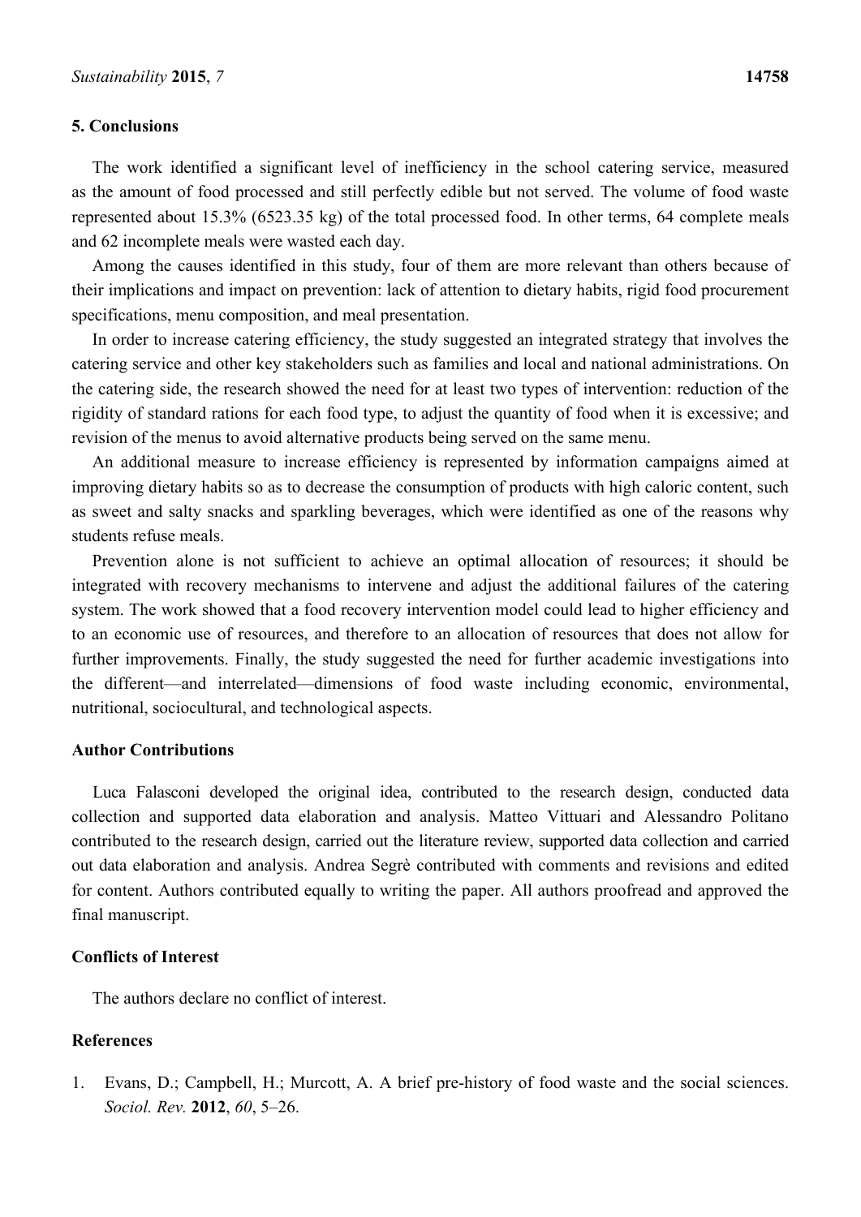## 5. Conclusions

The work identified a significant level of inefficiency in the school catering service, measured as the amount of food processed and still perfectly edible but not served. The volume of food waste represented about 15.3% (6523.35 kg) of the total processed food. In other terms, 64 complete meals and 62 incomplete meals were wasted each day.

Among the causes identified in this study, four of them are more relevant than others because of their implications and impact on prevention: lack of attention to dietary habits, rigid food procurement specifications, menu composition, and meal presentation.

In order to increase catering efficiency, the study suggested an integrated strategy that involves the catering service and other key stakeholders such as families and local and national administrations. On the catering side, the research showed the need for at least two types of intervention: reduction of the rigidity of standard rations for each food type, to adjust the quantity of food when it is excessive; and revision of the menus to avoid alternative products being served on the same menu.

An additional measure to increase efficiency is represented by information campaigns aimed at improving dietary habits so as to decrease the consumption of products with high caloric content, such as sweet and salty snacks and sparkling beverages, which were identified as one of the reasons why students refuse meals.

Prevention alone is not sufficient to achieve an optimal allocation of resources; it should be integrated with recovery mechanisms to intervene and adjust the additional failures of the catering system. The work showed that a food recovery intervention model could lead to higher efficiency and to an economic use of resources, and therefore to an allocation of resources that does not allow for further improvements. Finally, the study suggested the need for further academic investigations into the different—and interrelated—dimensions of food waste including economic, environmental, nutritional, sociocultural, and technological aspects.

## Author Contributions

Luca Falasconi developed the original idea, contributed to the research design, conducted data collection and supported data elaboration and analysis. Matteo Vittuari and Alessandro Politano contributed to the research design, carried out the literature review, supported data collection and carried out data elaboration and analysis. Andrea Segrè contributed with comments and revisions and edited for content. Authors contributed equally to writing the paper. All authors proofread and approved the final manuscript.

## Conflicts of Interest

The authors declare no conflict of interest.

## References

1. Evans, D.; Campbell, H.; Murcott, A. A brief pre-history of food waste and the social sciences. *Sociol. Rev.* **2012**, *60*, 5–26.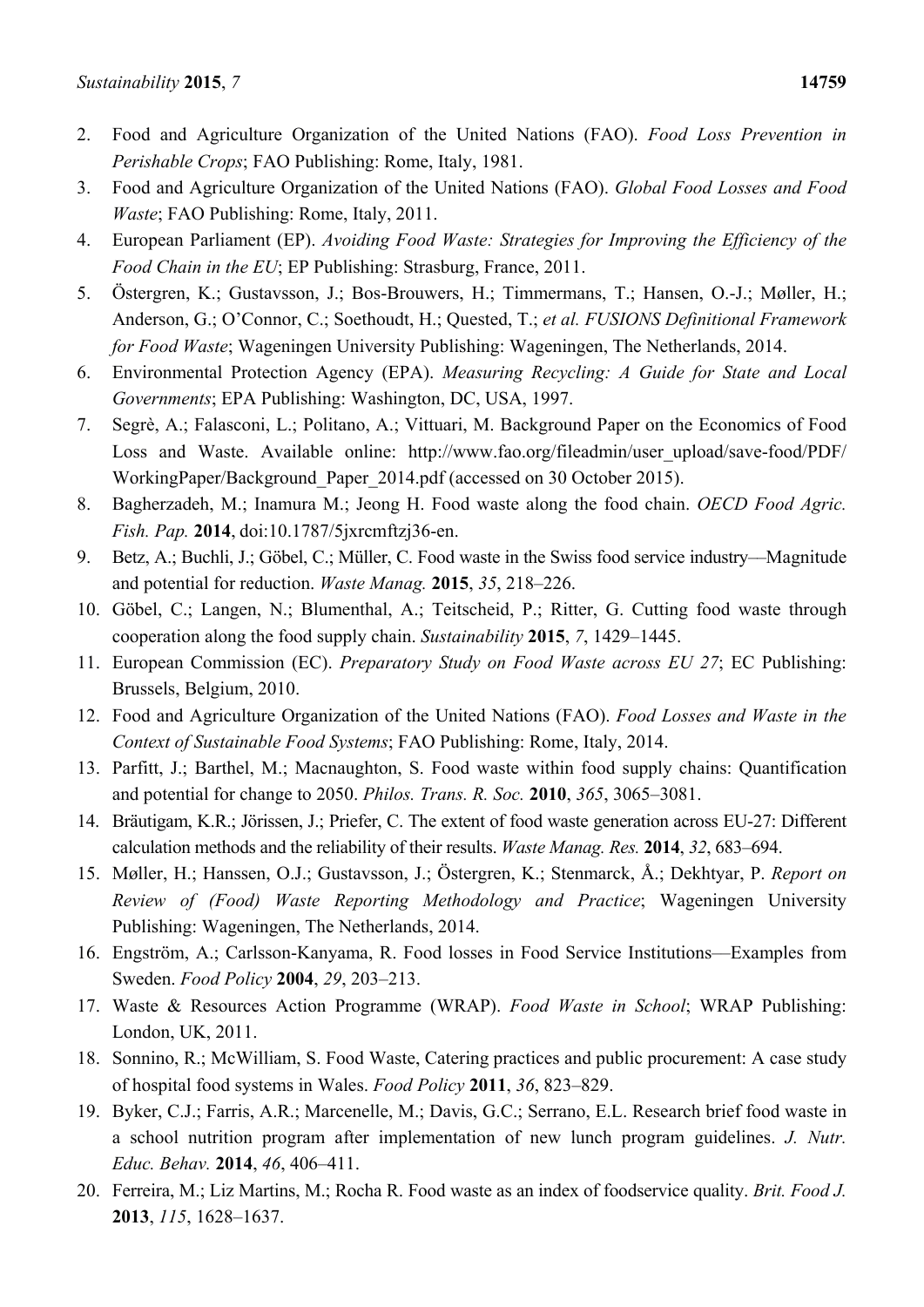2. Food and Agriculture Organization of the United Nations (FAO). *Food Loss Prevention in Perishable Crops*; FAO Publishing: Rome, Italy, 1981.
3. Food and Agriculture Organization of the United Nations (FAO). *Global Food Losses and Food Waste*; FAO Publishing: Rome, Italy, 2011.
4. European Parliament (EP). *Avoiding Food Waste: Strategies for Improving the Efficiency of the Food Chain in the EU*; EP Publishing: Strasburg, France, 2011.
5. Östergren, K.; Gustavsson, J.; Bos-Brouwers, H.; Timmermans, T.; Hansen, O.-J.; Møller, H.; Anderson, G.; O'Connor, C.; Soethoudt, H.; Quested, T.; *et al. FUSIONS Definitional Framework for Food Waste*; Wageningen University Publishing: Wageningen, The Netherlands, 2014.
6. Environmental Protection Agency (EPA). *Measuring Recycling: A Guide for State and Local Governments*; EPA Publishing: Washington, DC, USA, 1997.
7. Segrè, A.; Falasconi, L.; Politano, A.; Vittuari, M. Background Paper on the Economics of Food Loss and Waste. Available online: http://www.fao.org/fileadmin/user_upload/save-food/PDF/WorkingPaper/Background_Paper_2014.pdf (accessed on 30 October 2015).
8. Bagherzadeh, M.; Inamura M.; Jeong H. Food waste along the food chain. *OECD Food Agric. Fish. Pap.* **2014**, doi:10.1787/5jxrcmftzj36-en.
9. Betz, A.; Buchli, J.; Göbel, C.; Müller, C. Food waste in the Swiss food service industry—Magnitude and potential for reduction. *Waste Manag.* **2015**, *35*, 218–226.
10. Göbel, C.; Langen, N.; Blumenthal, A.; Teitscheid, P.; Ritter, G. Cutting food waste through cooperation along the food supply chain. *Sustainability* **2015**, *7*, 1429–1445.
11. European Commission (EC). *Preparatory Study on Food Waste across EU 27*; EC Publishing: Brussels, Belgium, 2010.
12. Food and Agriculture Organization of the United Nations (FAO). *Food Losses and Waste in the Context of Sustainable Food Systems*; FAO Publishing: Rome, Italy, 2014.
13. Parfitt, J.; Barthel, M.; Macnaughton, S. Food waste within food supply chains: Quantification and potential for change to 2050. *Philos. Trans. R. Soc.* **2010**, *365*, 3065–3081.
14. Bräutigam, K.R.; Jörissen, J.; Priefer, C. The extent of food waste generation across EU-27: Different calculation methods and the reliability of their results. *Waste Manag. Res.* **2014**, *32*, 683–694.
15. Møller, H.; Hanssen, O.J.; Gustavsson, J.; Östergren, K.; Stenmarck, Å.; Dekhtyar, P. *Report on Review of (Food) Waste Reporting Methodology and Practice*; Wageningen University Publishing: Wageningen, The Netherlands, 2014.
16. Engström, A.; Carlsson-Kanyama, R. Food losses in Food Service Institutions—Examples from Sweden. *Food Policy* **2004**, *29*, 203–213.
17. Waste & Resources Action Programme (WRAP). *Food Waste in School*; WRAP Publishing: London, UK, 2011.
18. Sonnino, R.; McWilliam, S. Food Waste, Catering practices and public procurement: A case study of hospital food systems in Wales. *Food Policy* **2011**, *36*, 823–829.
19. Byker, C.J.; Farris, A.R.; Marcenelle, M.; Davis, G.C.; Serrano, E.L. Research brief food waste in a school nutrition program after implementation of new lunch program guidelines. *J. Nutr. Educ. Behav.* **2014**, *46*, 406–411.
20. Ferreira, M.; Liz Martins, M.; Rocha R. Food waste as an index of foodservice quality. *Brit. Food J.* **2013**, *115*, 1628–1637.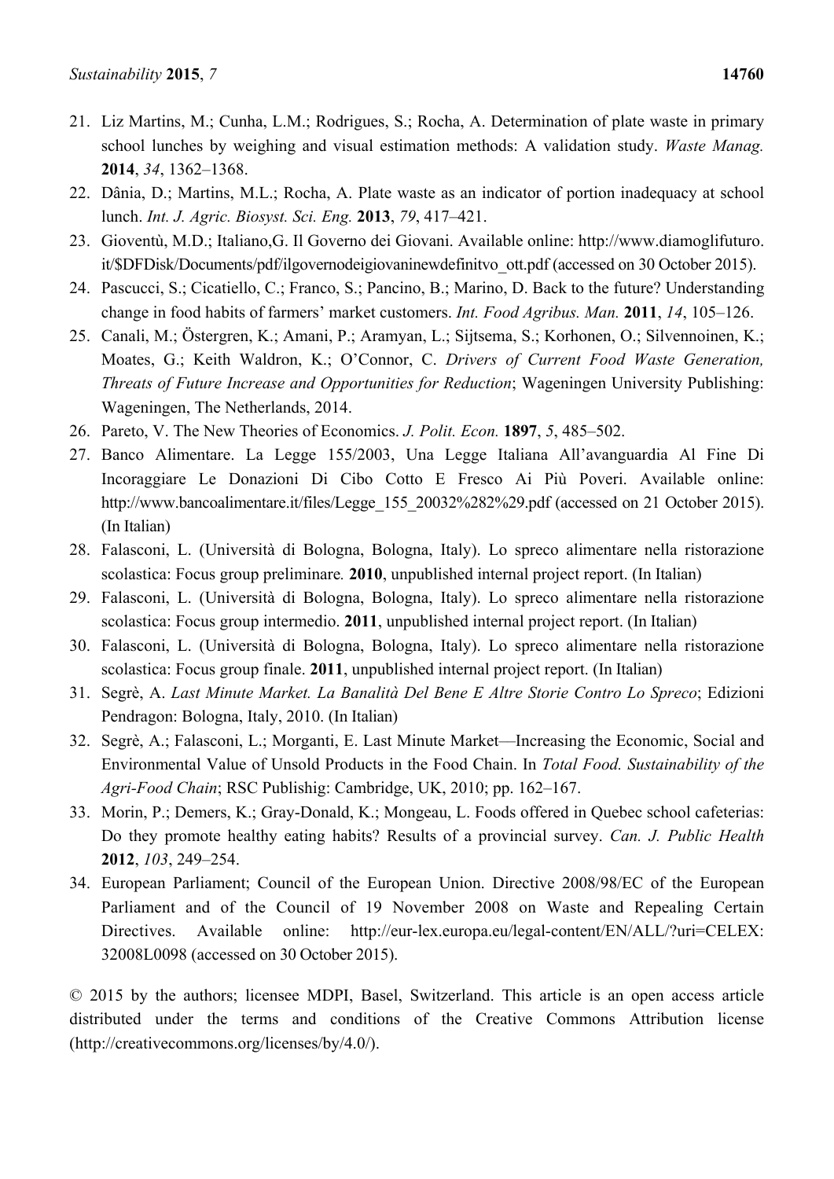21. Liz Martins, M.; Cunha, L.M.; Rodrigues, S.; Rocha, A. Determination of plate waste in primary school lunches by weighing and visual estimation methods: A validation study. *Waste Manag.* **2014**, *34*, 1362–1368.
22. Dânia, D.; Martins, M.L.; Rocha, A. Plate waste as an indicator of portion inadequacy at school lunch. *Int. J. Agric. Biosyst. Sci. Eng.* **2013**, *79*, 417–421.
23. Gioventù, M.D.; Italiano,G. Il Governo dei Giovani. Available online: http://www.diamoglifuturo.it/$DFDisk/Documents/pdf/ilgovernodeigiovaninewdefinitvo_ott.pdf (accessed on 30 October 2015).
24. Pascucci, S.; Cicatiello, C.; Franco, S.; Pancino, B.; Marino, D. Back to the future? Understanding change in food habits of farmers' market customers. *Int. Food Agribus. Man.* **2011**, *14*, 105–126.
25. Canali, M.; Östergren, K.; Amani, P.; Aramyan, L.; Sijtsema, S.; Korhonen, O.; Silvennoinen, K.; Moates, G.; Keith Waldron, K.; O'Connor, C. *Drivers of Current Food Waste Generation, Threats of Future Increase and Opportunities for Reduction*; Wageningen University Publishing: Wageningen, The Netherlands, 2014.
26. Pareto, V. The New Theories of Economics. *J. Polit. Econ.* **1897**, *5*, 485–502.
27. Banco Alimentare. La Legge 155/2003, Una Legge Italiana All'avanguardia Al Fine Di Incoraggiare Le Donazioni Di Cibo Cotto E Fresco Ai Più Poveri. Available online: http://www.bancoalimentare.it/files/Legge_155_20032%282%29.pdf (accessed on 21 October 2015). (In Italian)
28. Falasconi, L. (Università di Bologna, Bologna, Italy). Lo spreco alimentare nella ristorazione scolastica: Focus group preliminare. **2010**, unpublished internal project report. (In Italian)
29. Falasconi, L. (Università di Bologna, Bologna, Italy). Lo spreco alimentare nella ristorazione scolastica: Focus group intermedio. **2011**, unpublished internal project report. (In Italian)
30. Falasconi, L. (Università di Bologna, Bologna, Italy). Lo spreco alimentare nella ristorazione scolastica: Focus group finale. **2011**, unpublished internal project report. (In Italian)
31. Segrè, A. *Last Minute Market. La Banalità Del Bene E Altre Storie Contro Lo Spreco*; Edizioni Pendragon: Bologna, Italy, 2010. (In Italian)
32. Segrè, A.; Falasconi, L.; Morganti, E. Last Minute Market—Increasing the Economic, Social and Environmental Value of Unsold Products in the Food Chain. In *Total Food. Sustainability of the Agri-Food Chain*; RSC Publishig: Cambridge, UK, 2010; pp. 162–167.
33. Morin, P.; Demers, K.; Gray-Donald, K.; Mongeau, L. Foods offered in Quebec school cafeterias: Do they promote healthy eating habits? Results of a provincial survey. *Can. J. Public Health* **2012**, *103*, 249–254.
34. European Parliament; Council of the European Union. Directive 2008/98/EC of the European Parliament and of the Council of 19 November 2008 on Waste and Repealing Certain Directives. Available online: http://eur-lex.europa.eu/legal-content/EN/ALL/?uri=CELEX:32008L0098 (accessed on 30 October 2015).

© 2015 by the authors; licensee MDPI, Basel, Switzerland. This article is an open access article distributed under the terms and conditions of the Creative Commons Attribution license (http://creativecommons.org/licenses/by/4.0/).